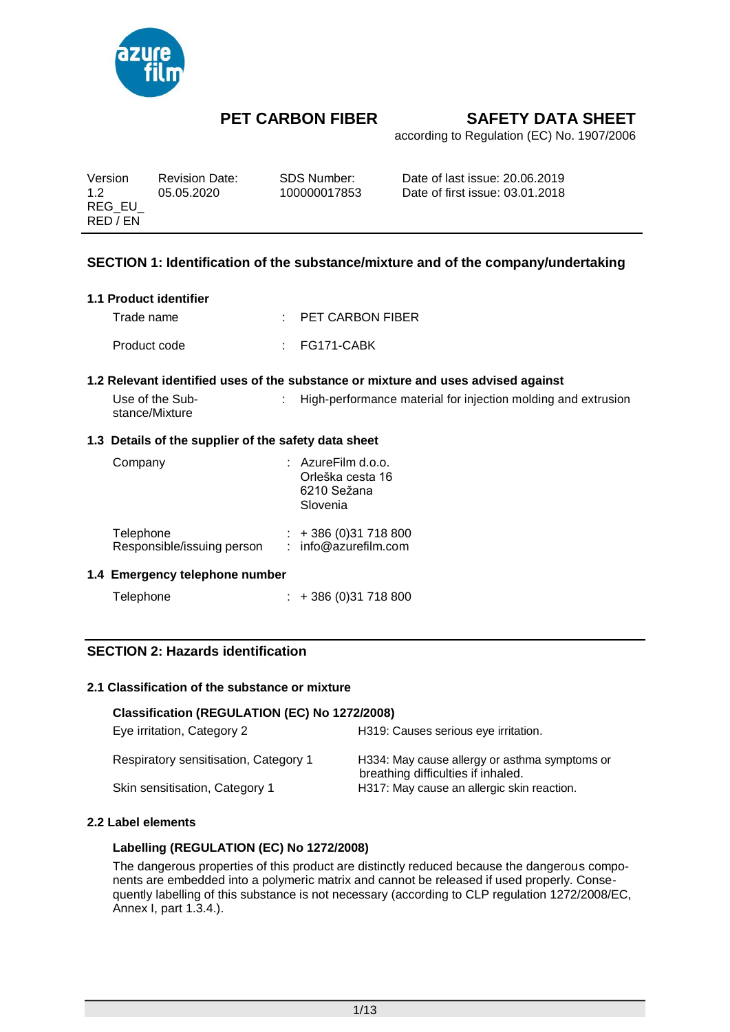# PET CARBON FIBER

## SAFETY DATA SHEET

according to Regulation (EC) No. 1907/2006

| Version | Revision Date: | SDS Number: | Date of last issue: 20.06.2019 |
| --- | --- | --- | --- |
| 1.2 REG_EU_ RED / EN | 05.05.2020 | 100000017853 | Date of first issue: 03.01.2018 |

## SECTION 1: Identification of the substance/mixture and of the company/undertaking

### 1.1 Product identifier

Trade name : PET CARBON FIBER

Product code : FG171-CABK

### 1.2 Relevant identified uses of the substance or mixture and uses advised against

Use of the Substance/Mixture : High-performance material for injection molding and extrusion

### 1.3 Details of the supplier of the safety data sheet

Company : AzureFilm d.o.o.
Orleška cesta 16
6210 Sežana
Slovenia

Telephone : + 386 (0)31 718 800

Responsible/issuing person : info@azurefilm.com

### 1.4 Emergency telephone number

Telephone : + 386 (0)31 718 800

## SECTION 2: Hazards identification

### 2.1 Classification of the substance or mixture

**Classification (REGULATION (EC) No 1272/2008)**

| | |
| --- | --- |
| Eye irritation, Category 2 | H319: Causes serious eye irritation. |
| Respiratory sensitisation, Category 1 | H334: May cause allergy or asthma symptoms or breathing difficulties if inhaled. |
| Skin sensitisation, Category 1 | H317: May cause an allergic skin reaction. |

### 2.2 Label elements

**Labelling (REGULATION (EC) No 1272/2008)**

The dangerous properties of this product are distinctly reduced because the dangerous components are embedded into a polymeric matrix and cannot be released if used properly. Consequently labelling of this substance is not necessary (according to CLP regulation 1272/2008/EC, Annex I, part 1.3.4.).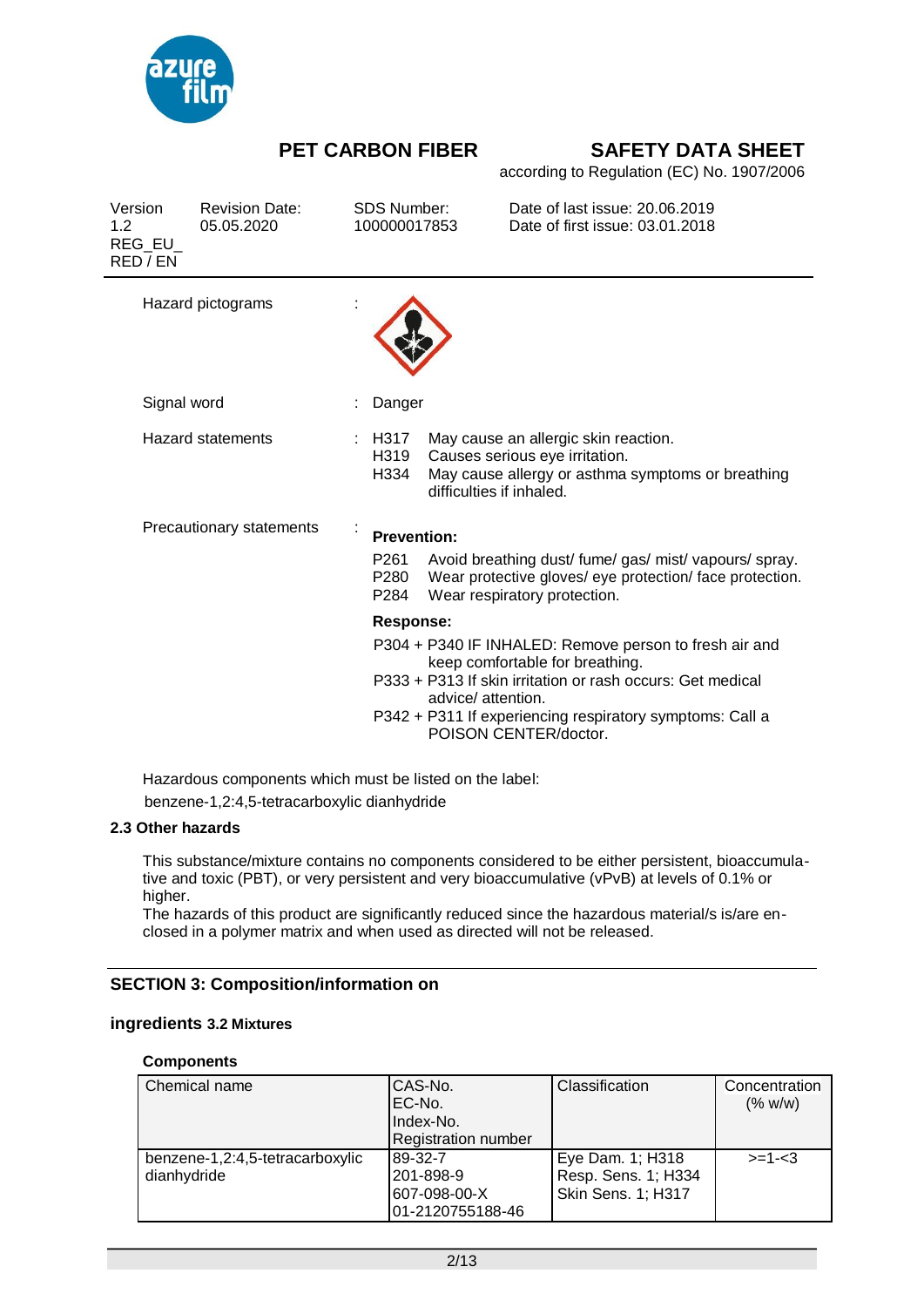| Hazard pictograms | : |
|---|---|

| Signal word | : Danger |
|---|---|

Hazard statements :

- H317 May cause an allergic skin reaction.
- H319 Causes serious eye irritation.
- H334 May cause allergy or asthma symptoms or breathing difficulties if inhaled.

Precautionary statements :

**Prevention:**

- P261 Avoid breathing dust/ fume/ gas/ mist/ vapours/ spray.
- P280 Wear protective gloves/ eye protection/ face protection.
- P284 Wear respiratory protection.

**Response:**

- P304 + P340 IF INHALED: Remove person to fresh air and keep comfortable for breathing.
- P333 + P313 If skin irritation or rash occurs: Get medical advice/ attention.
- P342 + P311 If experiencing respiratory symptoms: Call a POISON CENTER/doctor.

Hazardous components which must be listed on the label:
benzene-1,2:4,5-tetracarboxylic dianhydride

### 2.3 Other hazards

This substance/mixture contains no components considered to be either persistent, bioaccumulative and toxic (PBT), or very persistent and very bioaccumulative (vPvB) at levels of 0.1% or higher.
The hazards of this product are significantly reduced since the hazardous material/s is/are enclosed in a polymer matrix and when used as directed will not be released.

## SECTION 3: Composition/information on ingredients

### 3.2 Mixtures

**Components**

| Chemical name | CAS-No.<br>EC-No.<br>Index-No.<br>Registration number | Classification | Concentration (% w/w) |
|---|---|---|---|
| benzene-1,2:4,5-tetracarboxylic dianhydride | 89-32-7<br>201-898-9<br>607-098-00-X<br>01-2120755188-46 | Eye Dam. 1; H318<br>Resp. Sens. 1; H334<br>Skin Sens. 1; H317 | >=1-<3 |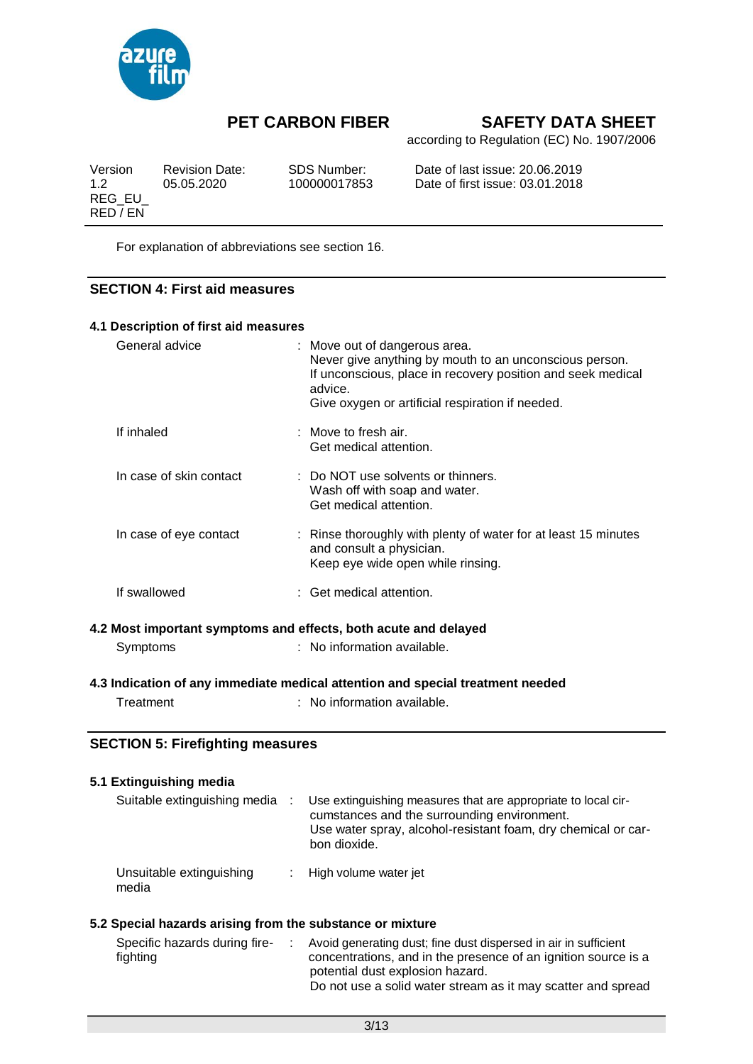For explanation of abbreviations see section 16.

## SECTION 4: First aid measures

### 4.1 Description of first aid measures

| | |
|---|---|
| General advice | : Move out of dangerous area.<br>Never give anything by mouth to an unconscious person.<br>If unconscious, place in recovery position and seek medical advice.<br>Give oxygen or artificial respiration if needed. |
| If inhaled | : Move to fresh air.<br>Get medical attention. |
| In case of skin contact | : Do NOT use solvents or thinners.<br>Wash off with soap and water.<br>Get medical attention. |
| In case of eye contact | : Rinse thoroughly with plenty of water for at least 15 minutes and consult a physician.<br>Keep eye wide open while rinsing. |
| If swallowed | : Get medical attention. |

### 4.2 Most important symptoms and effects, both acute and delayed

| | |
|---|---|
| Symptoms | : No information available. |

### 4.3 Indication of any immediate medical attention and special treatment needed

| | |
|---|---|
| Treatment | : No information available. |

## SECTION 5: Firefighting measures

### 5.1 Extinguishing media

| | |
|---|---|
| Suitable extinguishing media | : Use extinguishing measures that are appropriate to local circumstances and the surrounding environment.<br>Use water spray, alcohol-resistant foam, dry chemical or carbon dioxide. |
| Unsuitable extinguishing media | : High volume water jet |

### 5.2 Special hazards arising from the substance or mixture

| | |
|---|---|
| Specific hazards during firefighting | : Avoid generating dust; fine dust dispersed in air in sufficient concentrations, and in the presence of an ignition source is a potential dust explosion hazard.<br>Do not use a solid water stream as it may scatter and spread |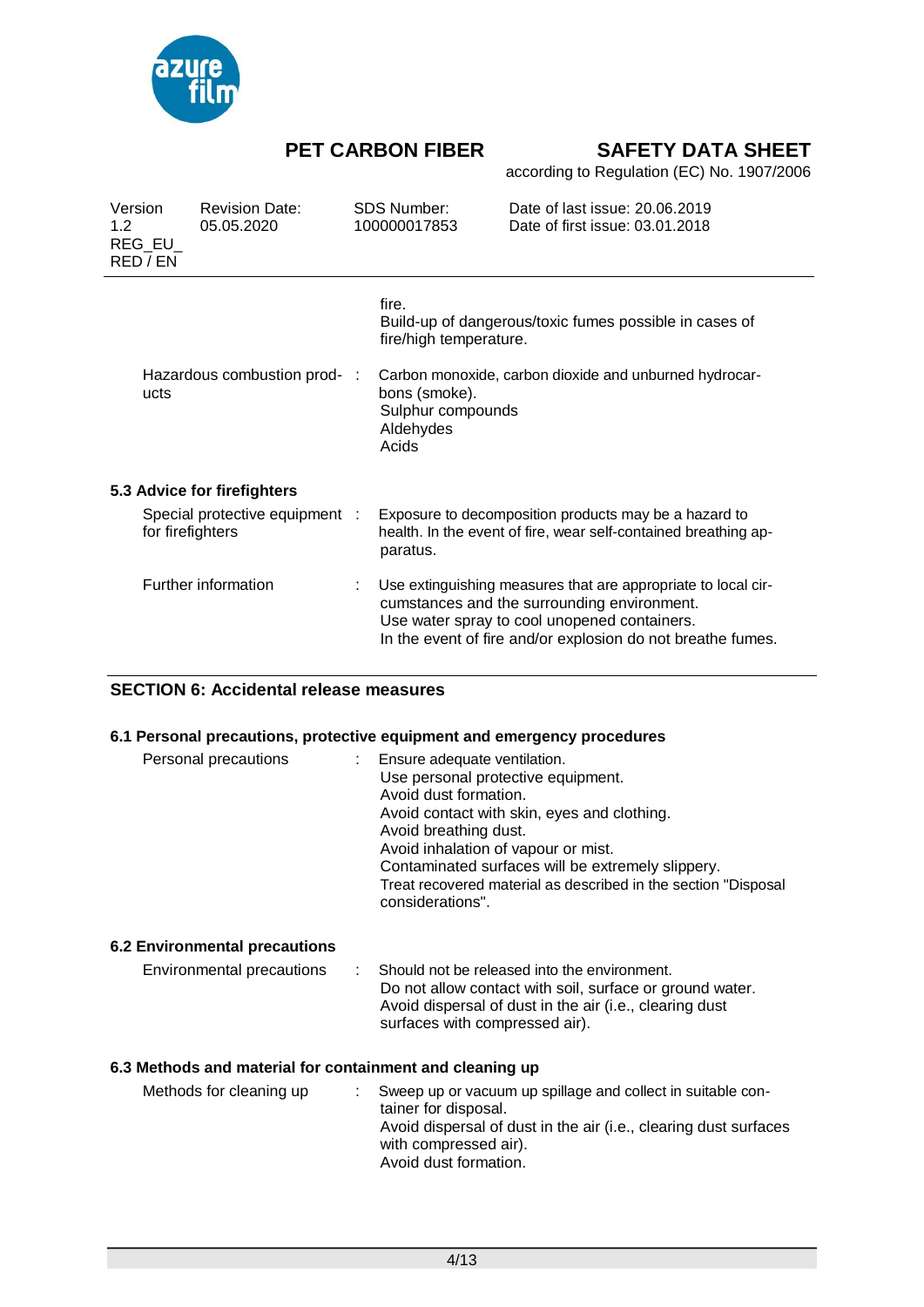fire.
Build-up of dangerous/toxic fumes possible in cases of fire/high temperature.

| | | |
|---|---|---|
| Hazardous combustion products | : | Carbon monoxide, carbon dioxide and unburned hydrocarbons (smoke).<br>Sulphur compounds<br>Aldehydes<br>Acids |

**5.3 Advice for firefighters**

| | | |
|---|---|---|
| Special protective equipment for firefighters | : | Exposure to decomposition products may be a hazard to health. In the event of fire, wear self-contained breathing apparatus. |
| Further information | : | Use extinguishing measures that are appropriate to local circumstances and the surrounding environment.<br>Use water spray to cool unopened containers.<br>In the event of fire and/or explosion do not breathe fumes. |

## SECTION 6: Accidental release measures

**6.1 Personal precautions, protective equipment and emergency procedures**

| | | |
|---|---|---|
| Personal precautions | : | Ensure adequate ventilation.<br>Use personal protective equipment.<br>Avoid dust formation.<br>Avoid contact with skin, eyes and clothing.<br>Avoid breathing dust.<br>Avoid inhalation of vapour or mist.<br>Contaminated surfaces will be extremely slippery.<br>Treat recovered material as described in the section "Disposal considerations". |

**6.2 Environmental precautions**

| | | |
|---|---|---|
| Environmental precautions | : | Should not be released into the environment.<br>Do not allow contact with soil, surface or ground water.<br>Avoid dispersal of dust in the air (i.e., clearing dust surfaces with compressed air). |

**6.3 Methods and material for containment and cleaning up**

| | | |
|---|---|---|
| Methods for cleaning up | : | Sweep up or vacuum up spillage and collect in suitable container for disposal.<br>Avoid dispersal of dust in the air (i.e., clearing dust surfaces with compressed air).<br>Avoid dust formation. |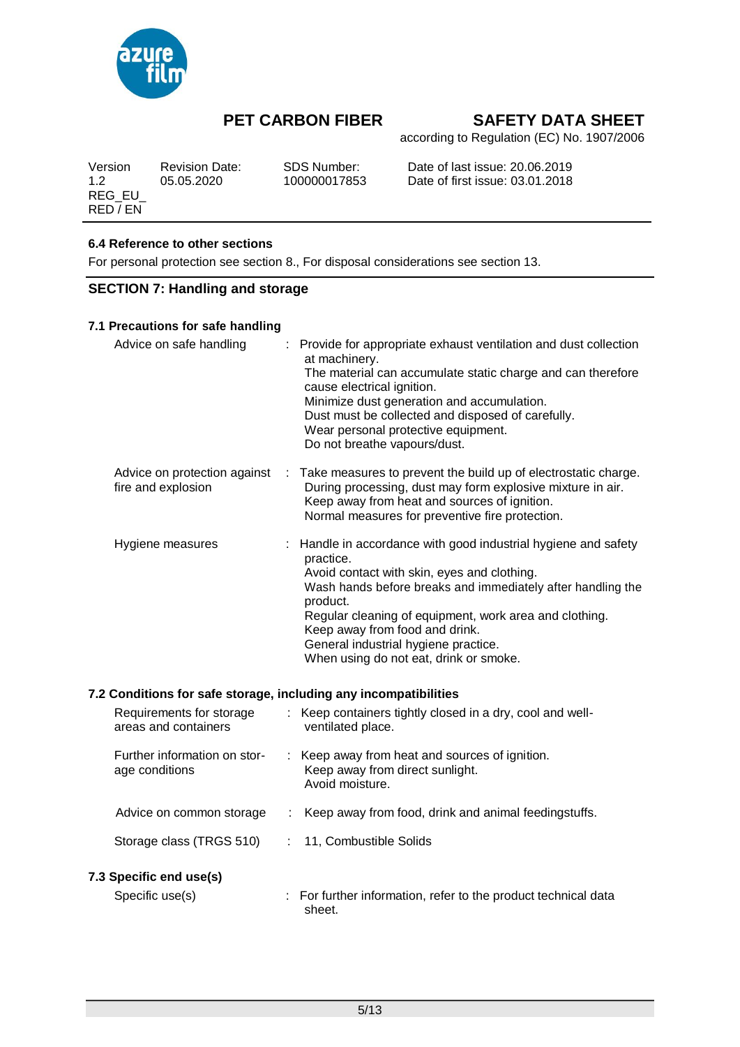### 6.4 Reference to other sections

For personal protection see section 8., For disposal considerations see section 13.

## SECTION 7: Handling and storage

### 7.1 Precautions for safe handling

| | | |
|---|---|---|
| Advice on safe handling | : | Provide for appropriate exhaust ventilation and dust collection at machinery.<br>The material can accumulate static charge and can therefore cause electrical ignition.<br>Minimize dust generation and accumulation.<br>Dust must be collected and disposed of carefully.<br>Wear personal protective equipment.<br>Do not breathe vapours/dust. |
| Advice on protection against fire and explosion | : | Take measures to prevent the build up of electrostatic charge.<br>During processing, dust may form explosive mixture in air.<br>Keep away from heat and sources of ignition.<br>Normal measures for preventive fire protection. |
| Hygiene measures | : | Handle in accordance with good industrial hygiene and safety practice.<br>Avoid contact with skin, eyes and clothing.<br>Wash hands before breaks and immediately after handling the product.<br>Regular cleaning of equipment, work area and clothing.<br>Keep away from food and drink.<br>General industrial hygiene practice.<br>When using do not eat, drink or smoke. |

### 7.2 Conditions for safe storage, including any incompatibilities

| | | |
|---|---|---|
| Requirements for storage areas and containers | : | Keep containers tightly closed in a dry, cool and well-ventilated place. |
| Further information on storage conditions | : | Keep away from heat and sources of ignition.<br>Keep away from direct sunlight.<br>Avoid moisture. |
| Advice on common storage | : | Keep away from food, drink and animal feedingstuffs. |
| Storage class (TRGS 510) | : | 11, Combustible Solids |

### 7.3 Specific end use(s)

| | | |
|---|---|---|
| Specific use(s) | : | For further information, refer to the product technical data sheet. |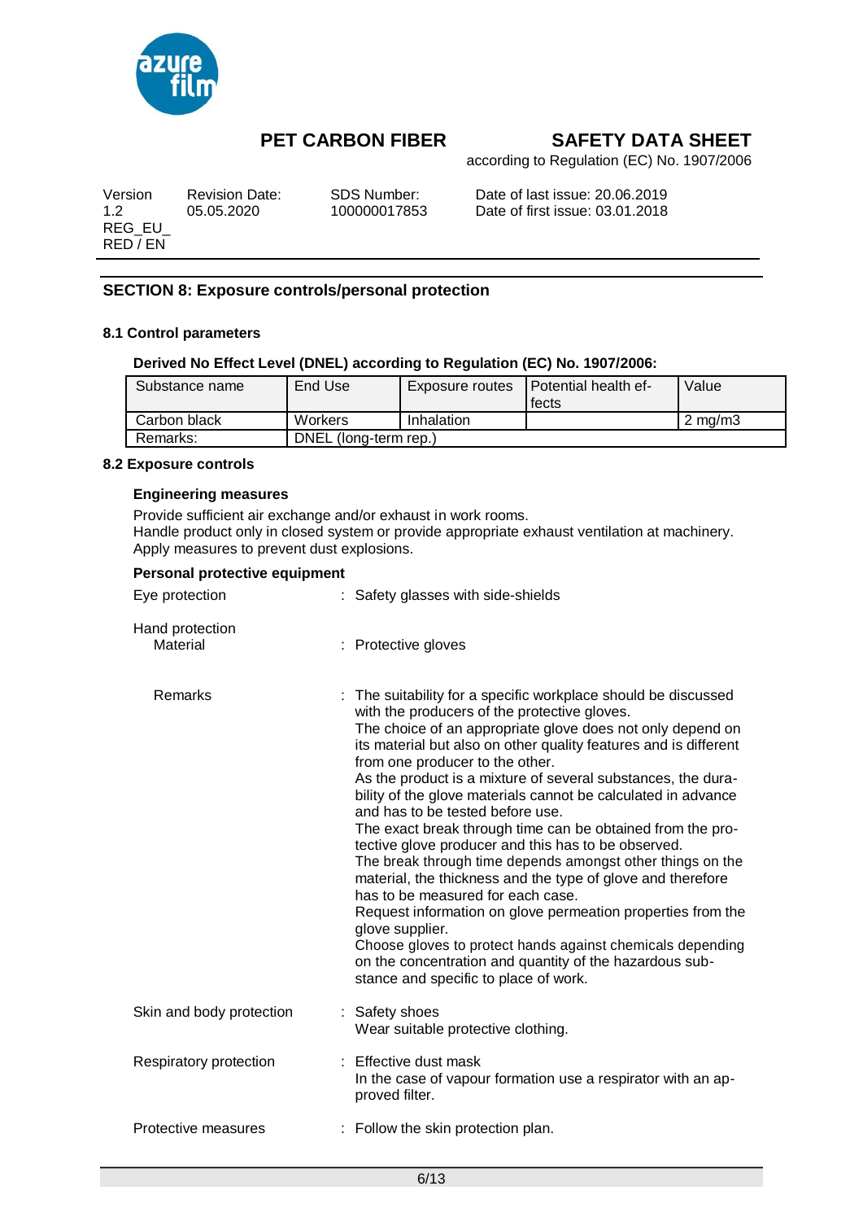## SECTION 8: Exposure controls/personal protection

### 8.1 Control parameters

**Derived No Effect Level (DNEL) according to Regulation (EC) No. 1907/2006:**

| Substance name | End Use | Exposure routes | Potential health effects | Value |
|---|---|---|---|---|
| Carbon black | Workers | Inhalation | | 2 mg/m3 |
| Remarks: | DNEL (long-term rep.) | | | |

### 8.2 Exposure controls

**Engineering measures**

Provide sufficient air exchange and/or exhaust in work rooms.
Handle product only in closed system or provide appropriate exhaust ventilation at machinery.
Apply measures to prevent dust explosions.

**Personal protective equipment**

Eye protection : Safety glasses with side-shields

Hand protection
Material : Protective gloves

Remarks : The suitability for a specific workplace should be discussed with the producers of the protective gloves.
The choice of an appropriate glove does not only depend on its material but also on other quality features and is different from one producer to the other.
As the product is a mixture of several substances, the durability of the glove materials cannot be calculated in advance and has to be tested before use.
The exact break through time can be obtained from the protective glove producer and this has to be observed.
The break through time depends amongst other things on the material, the thickness and the type of glove and therefore has to be measured for each case.
Request information on glove permeation properties from the glove supplier.
Choose gloves to protect hands against chemicals depending on the concentration and quantity of the hazardous substance and specific to place of work.

Skin and body protection : Safety shoes
Wear suitable protective clothing.

Respiratory protection : Effective dust mask
In the case of vapour formation use a respirator with an approved filter.

Protective measures : Follow the skin protection plan.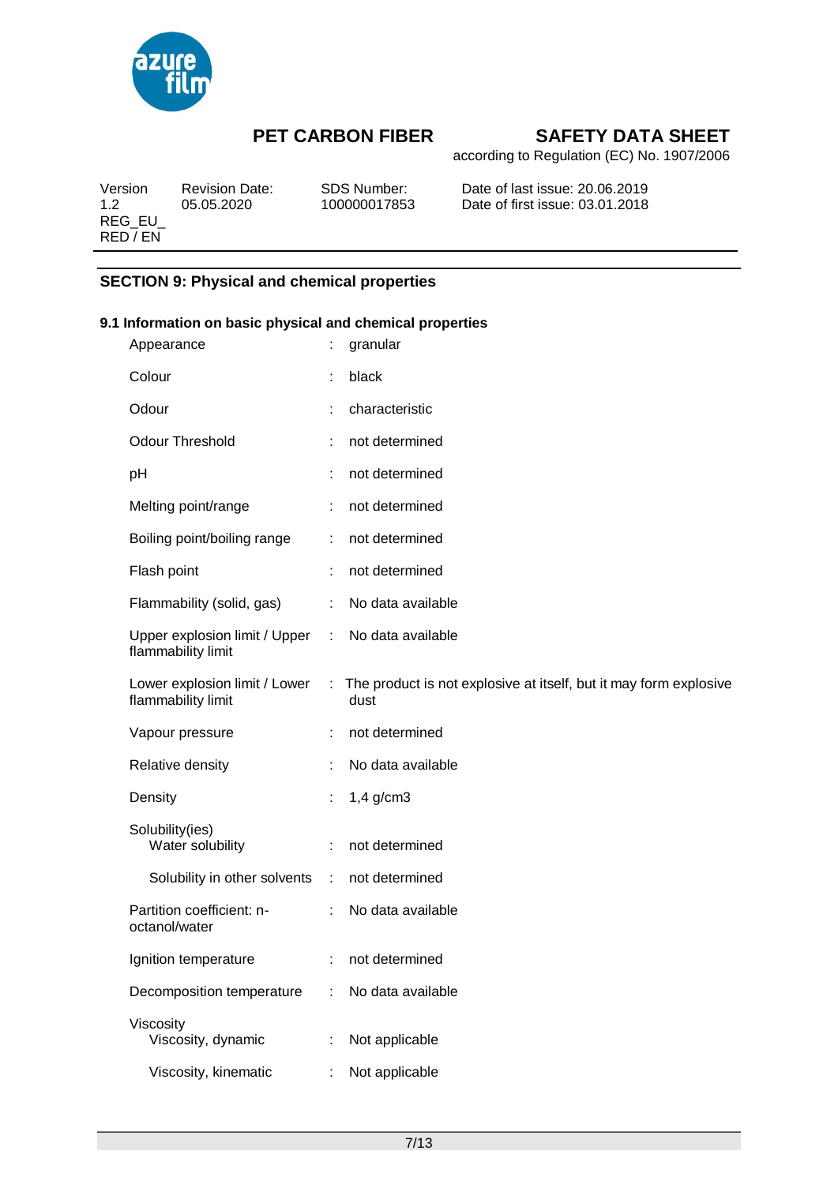## SECTION 9: Physical and chemical properties

### 9.1 Information on basic physical and chemical properties

| Property | | Value |
|---|---|---|
| Appearance | : | granular |
| Colour | : | black |
| Odour | : | characteristic |
| Odour Threshold | : | not determined |
| pH | : | not determined |
| Melting point/range | : | not determined |
| Boiling point/boiling range | : | not determined |
| Flash point | : | not determined |
| Flammability (solid, gas) | : | No data available |
| Upper explosion limit / Upper flammability limit | : | No data available |
| Lower explosion limit / Lower flammability limit | : | The product is not explosive at itself, but it may form explosive dust |
| Vapour pressure | : | not determined |
| Relative density | : | No data available |
| Density | : | 1,4 g/cm3 |
| Solubility(ies) | | |
| Water solubility | : | not determined |
| Solubility in other solvents | : | not determined |
| Partition coefficient: n-octanol/water | : | No data available |
| Ignition temperature | : | not determined |
| Decomposition temperature | : | No data available |
| Viscosity | | |
| Viscosity, dynamic | : | Not applicable |
| Viscosity, kinematic | : | Not applicable |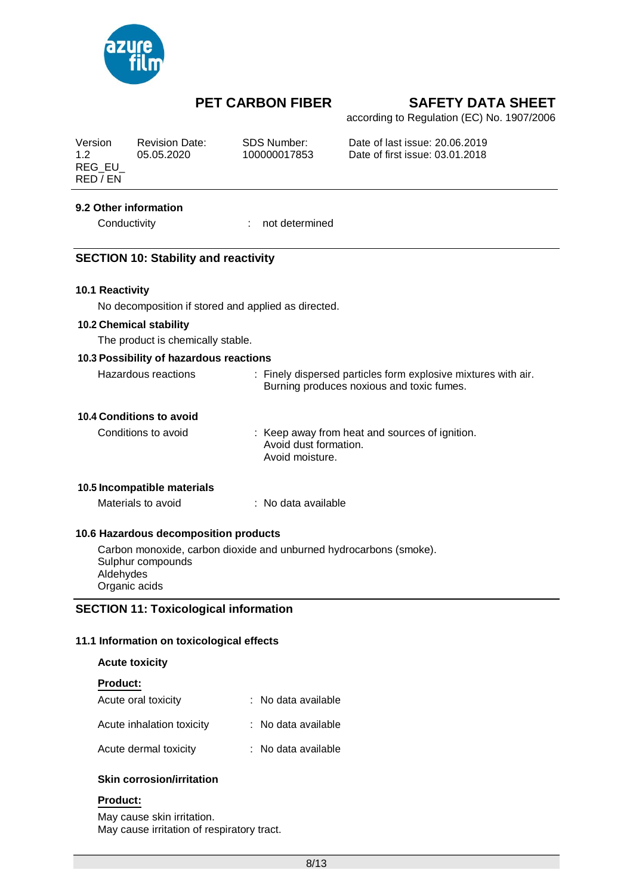### 9.2 Other information

Conductivity : not determined

## SECTION 10: Stability and reactivity

### 10.1 Reactivity

No decomposition if stored and applied as directed.

### 10.2 Chemical stability

The product is chemically stable.

### 10.3 Possibility of hazardous reactions

Hazardous reactions : Finely dispersed particles form explosive mixtures with air. Burning produces noxious and toxic fumes.

### 10.4 Conditions to avoid

Conditions to avoid : Keep away from heat and sources of ignition.
Avoid dust formation.
Avoid moisture.

### 10.5 Incompatible materials

Materials to avoid : No data available

### 10.6 Hazardous decomposition products

Carbon monoxide, carbon dioxide and unburned hydrocarbons (smoke).
Sulphur compounds
Aldehydes
Organic acids

## SECTION 11: Toxicological information

### 11.1 Information on toxicological effects

**Acute toxicity**

**Product:**

Acute oral toxicity : No data available

Acute inhalation toxicity : No data available

Acute dermal toxicity : No data available

**Skin corrosion/irritation**

**Product:**

May cause skin irritation.
May cause irritation of respiratory tract.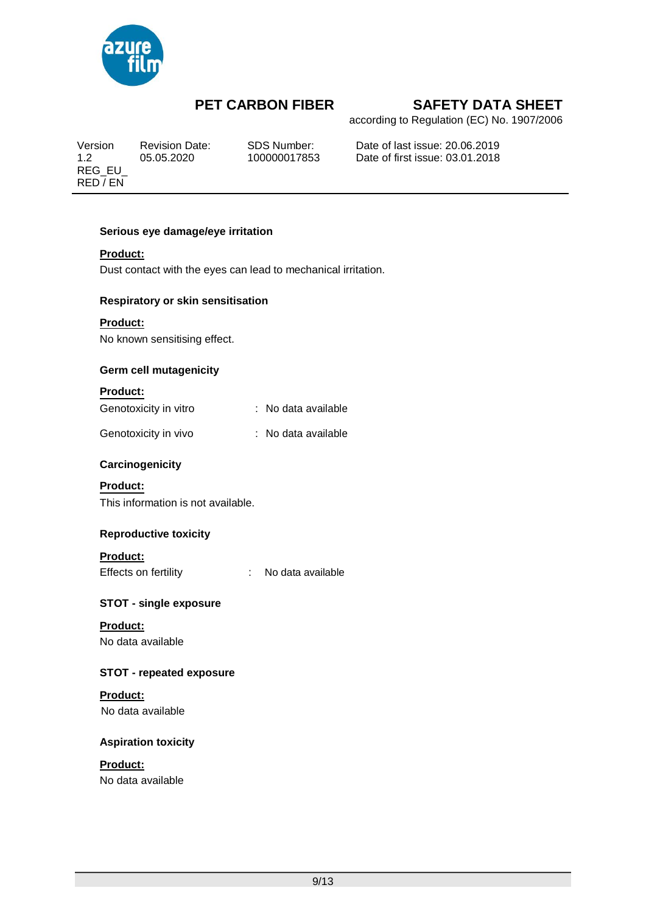### Serious eye damage/eye irritation

**Product:**

Dust contact with the eyes can lead to mechanical irritation.

### Respiratory or skin sensitisation

**Product:**

No known sensitising effect.

### Germ cell mutagenicity

**Product:**

| | | |
|---|---|---|
| Genotoxicity in vitro | : | No data available |
| Genotoxicity in vivo | : | No data available |

### Carcinogenicity

**Product:**

This information is not available.

### Reproductive toxicity

**Product:**

| | | |
|---|---|---|
| Effects on fertility | : | No data available |

### STOT - single exposure

**Product:**

No data available

### STOT - repeated exposure

**Product:**

No data available

### Aspiration toxicity

**Product:**

No data available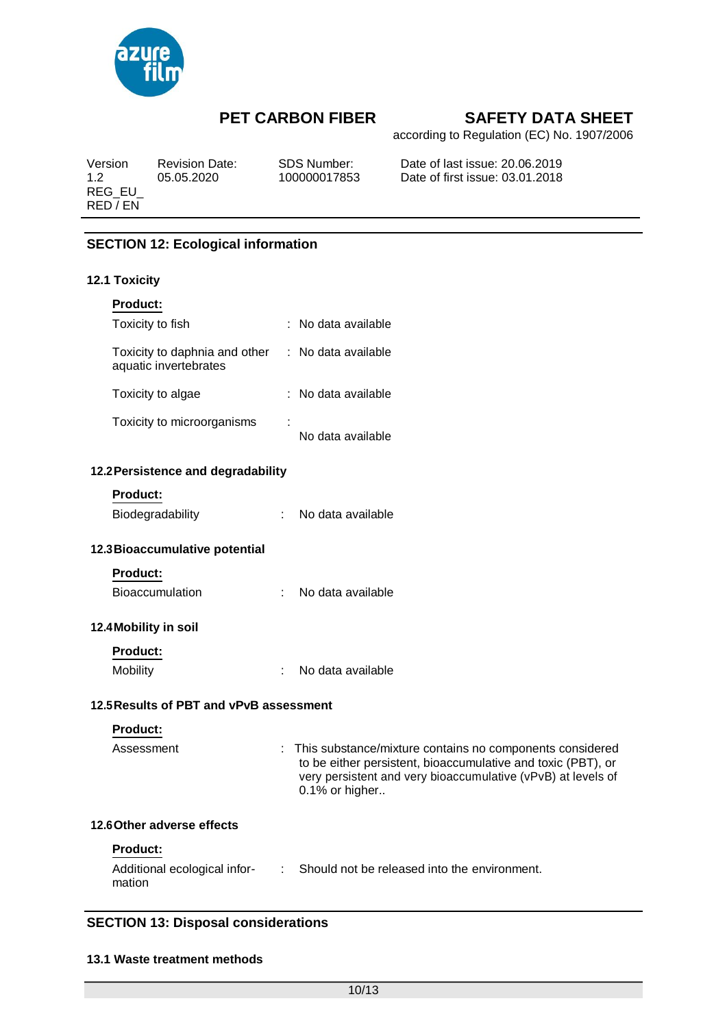## SECTION 12: Ecological information

### 12.1 Toxicity

**Product:**

| | | |
|---|---|---|
| Toxicity to fish | : | No data available |
| Toxicity to daphnia and other aquatic invertebrates | : | No data available |
| Toxicity to algae | : | No data available |
| Toxicity to microorganisms | : | No data available |

### 12.2 Persistence and degradability

**Product:**

| | | |
|---|---|---|
| Biodegradability | : | No data available |

### 12.3 Bioaccumulative potential

**Product:**

| | | |
|---|---|---|
| Bioaccumulation | : | No data available |

### 12.4 Mobility in soil

**Product:**

| | | |
|---|---|---|
| Mobility | : | No data available |

### 12.5 Results of PBT and vPvB assessment

**Product:**

| | | |
|---|---|---|
| Assessment | : | This substance/mixture contains no components considered to be either persistent, bioaccumulative and toxic (PBT), or very persistent and very bioaccumulative (vPvB) at levels of 0.1% or higher.. |

### 12.6 Other adverse effects

**Product:**

| | | |
|---|---|---|
| Additional ecological information | : | Should not be released into the environment. |

## SECTION 13: Disposal considerations

### 13.1 Waste treatment methods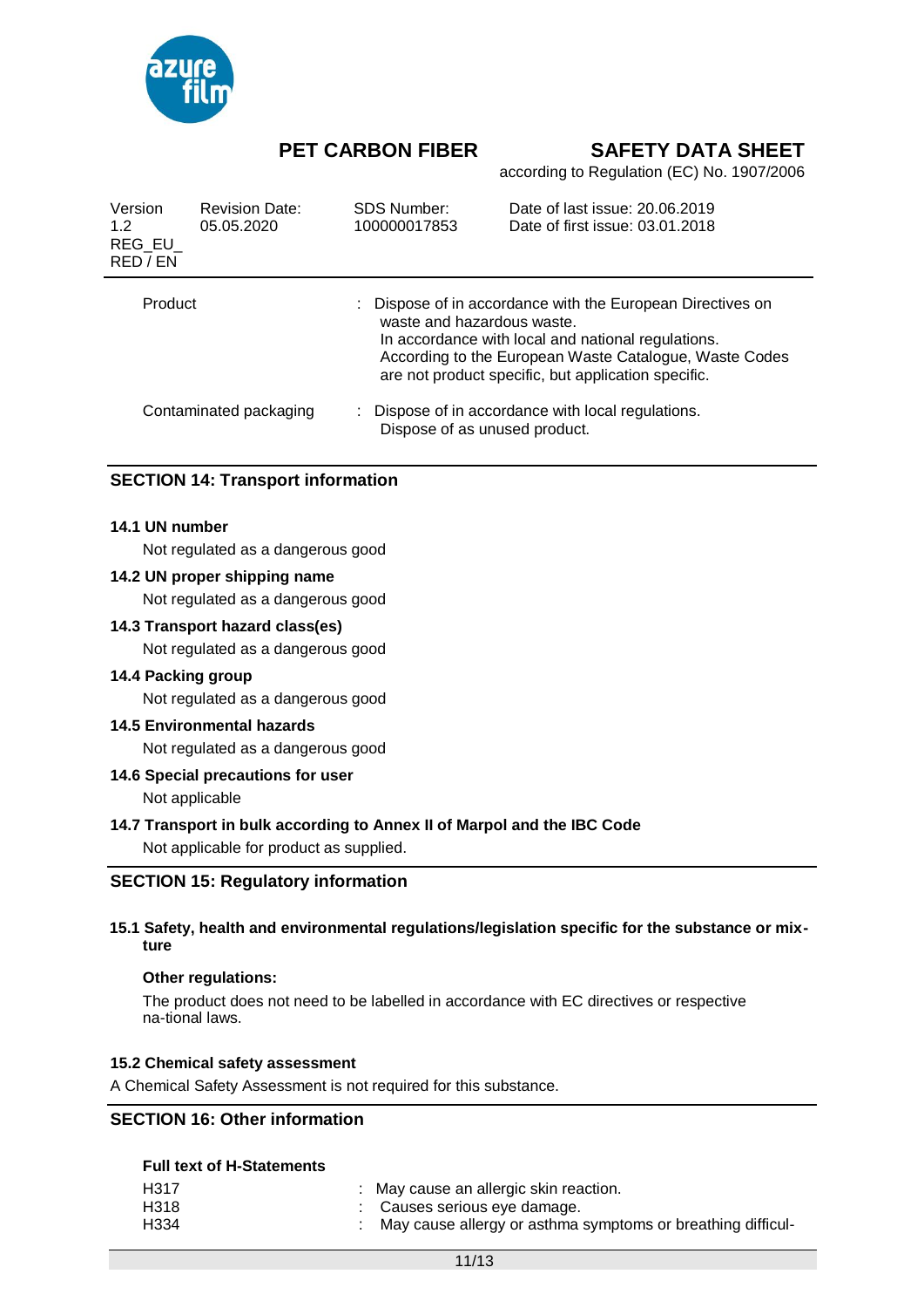| Product | : Dispose of in accordance with the European Directives on waste and hazardous waste.<br>In accordance with local and national regulations.<br>According to the European Waste Catalogue, Waste Codes are not product specific, but application specific. |
|---|---|
| Contaminated packaging | : Dispose of in accordance with local regulations.<br>Dispose of as unused product. |

## SECTION 14: Transport information

**14.1 UN number**

Not regulated as a dangerous good

**14.2 UN proper shipping name**

Not regulated as a dangerous good

**14.3 Transport hazard class(es)**

Not regulated as a dangerous good

**14.4 Packing group**

Not regulated as a dangerous good

**14.5 Environmental hazards**

Not regulated as a dangerous good

**14.6 Special precautions for user**

Not applicable

**14.7 Transport in bulk according to Annex II of Marpol and the IBC Code**

Not applicable for product as supplied.

## SECTION 15: Regulatory information

**15.1 Safety, health and environmental regulations/legislation specific for the substance or mixture**

**Other regulations:**

The product does not need to be labelled in accordance with EC directives or respective na-tional laws.

**15.2 Chemical safety assessment**

A Chemical Safety Assessment is not required for this substance.

## SECTION 16: Other information

**Full text of H-Statements**

| | |
|---|---|
| H317 | : May cause an allergic skin reaction. |
| H318 | : Causes serious eye damage. |
| H334 | : May cause allergy or asthma symptoms or breathing difficul- |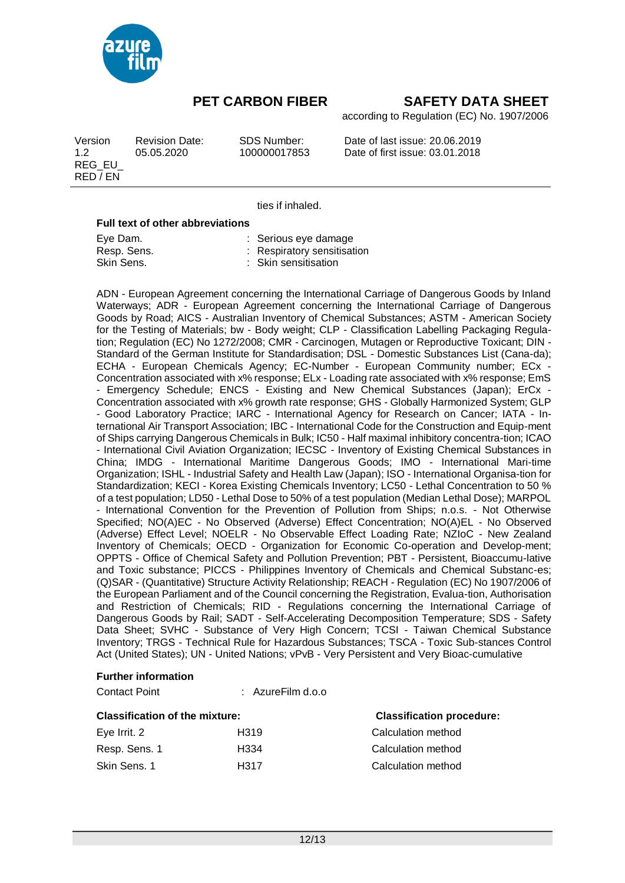ties if inhaled.

**Full text of other abbreviations**

| | |
|---|---|
| Eye Dam. | : Serious eye damage |
| Resp. Sens. | : Respiratory sensitisation |
| Skin Sens. | : Skin sensitisation |

ADN - European Agreement concerning the International Carriage of Dangerous Goods by Inland Waterways; ADR - European Agreement concerning the International Carriage of Dangerous Goods by Road; AICS - Australian Inventory of Chemical Substances; ASTM - American Society for the Testing of Materials; bw - Body weight; CLP - Classification Labelling Packaging Regulation; Regulation (EC) No 1272/2008; CMR - Carcinogen, Mutagen or Reproductive Toxicant; DIN - Standard of the German Institute for Standardisation; DSL - Domestic Substances List (Cana-da); ECHA - European Chemicals Agency; EC-Number - European Community number; ECx - Concentration associated with x% response; ELx - Loading rate associated with x% response; EmS - Emergency Schedule; ENCS - Existing and New Chemical Substances (Japan); ErCx - Concentration associated with x% growth rate response; GHS - Globally Harmonized System; GLP - Good Laboratory Practice; IARC - International Agency for Research on Cancer; IATA - International Air Transport Association; IBC - International Code for the Construction and Equip-ment of Ships carrying Dangerous Chemicals in Bulk; IC50 - Half maximal inhibitory concentra-tion; ICAO - International Civil Aviation Organization; IECSC - Inventory of Existing Chemical Substances in China; IMDG - International Maritime Dangerous Goods; IMO - International Mari-time Organization; ISHL - Industrial Safety and Health Law (Japan); ISO - International Organisa-tion for Standardization; KECI - Korea Existing Chemicals Inventory; LC50 - Lethal Concentration to 50 % of a test population; LD50 - Lethal Dose to 50% of a test population (Median Lethal Dose); MARPOL - International Convention for the Prevention of Pollution from Ships; n.o.s. - Not Otherwise Specified; NO(A)EC - No Observed (Adverse) Effect Concentration; NO(A)EL - No Observed (Adverse) Effect Level; NOELR - No Observable Effect Loading Rate; NZIoC - New Zealand Inventory of Chemicals; OECD - Organization for Economic Co-operation and Develop-ment; OPPTS - Office of Chemical Safety and Pollution Prevention; PBT - Persistent, Bioaccumu-lative and Toxic substance; PICCS - Philippines Inventory of Chemicals and Chemical Substanc-es; (Q)SAR - (Quantitative) Structure Activity Relationship; REACH - Regulation (EC) No 1907/2006 of the European Parliament and of the Council concerning the Registration, Evalua-tion, Authorisation and Restriction of Chemicals; RID - Regulations concerning the International Carriage of Dangerous Goods by Rail; SADT - Self-Accelerating Decomposition Temperature; SDS - Safety Data Sheet; SVHC - Substance of Very High Concern; TCSI - Taiwan Chemical Substance Inventory; TRGS - Technical Rule for Hazardous Substances; TSCA - Toxic Sub-stances Control Act (United States); UN - United Nations; vPvB - Very Persistent and Very Bioac-cumulative

**Further information**

| | |
|---|---|
| Contact Point | : AzureFilm d.o.o |

| **Classification of the mixture:** | | **Classification procedure:** |
|---|---|---|
| Eye Irrit. 2 | H319 | Calculation method |
| Resp. Sens. 1 | H334 | Calculation method |
| Skin Sens. 1 | H317 | Calculation method |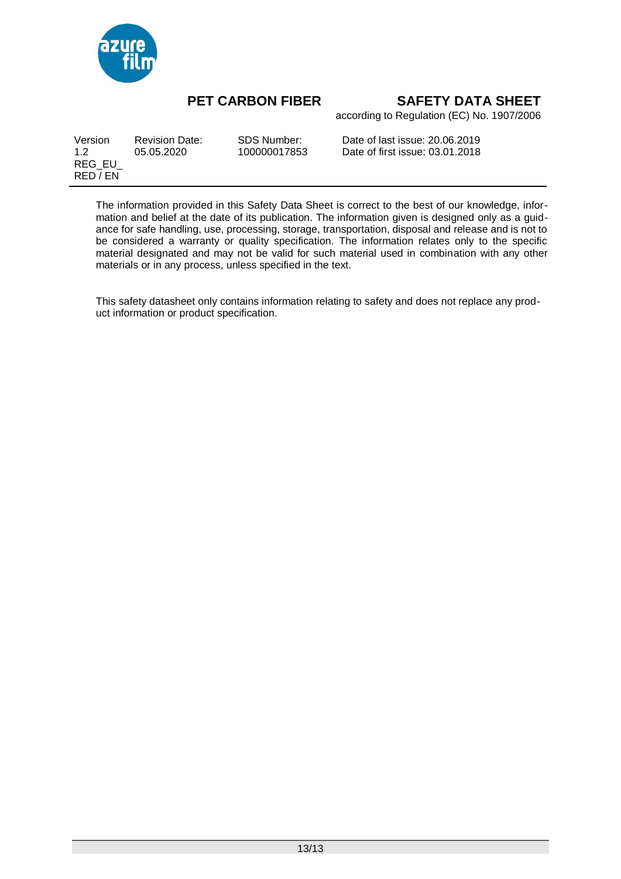The information provided in this Safety Data Sheet is correct to the best of our knowledge, information and belief at the date of its publication. The information given is designed only as a guidance for safe handling, use, processing, storage, transportation, disposal and release and is not to be considered a warranty or quality specification. The information relates only to the specific material designated and may not be valid for such material used in combination with any other materials or in any process, unless specified in the text.

This safety datasheet only contains information relating to safety and does not replace any product information or product specification.